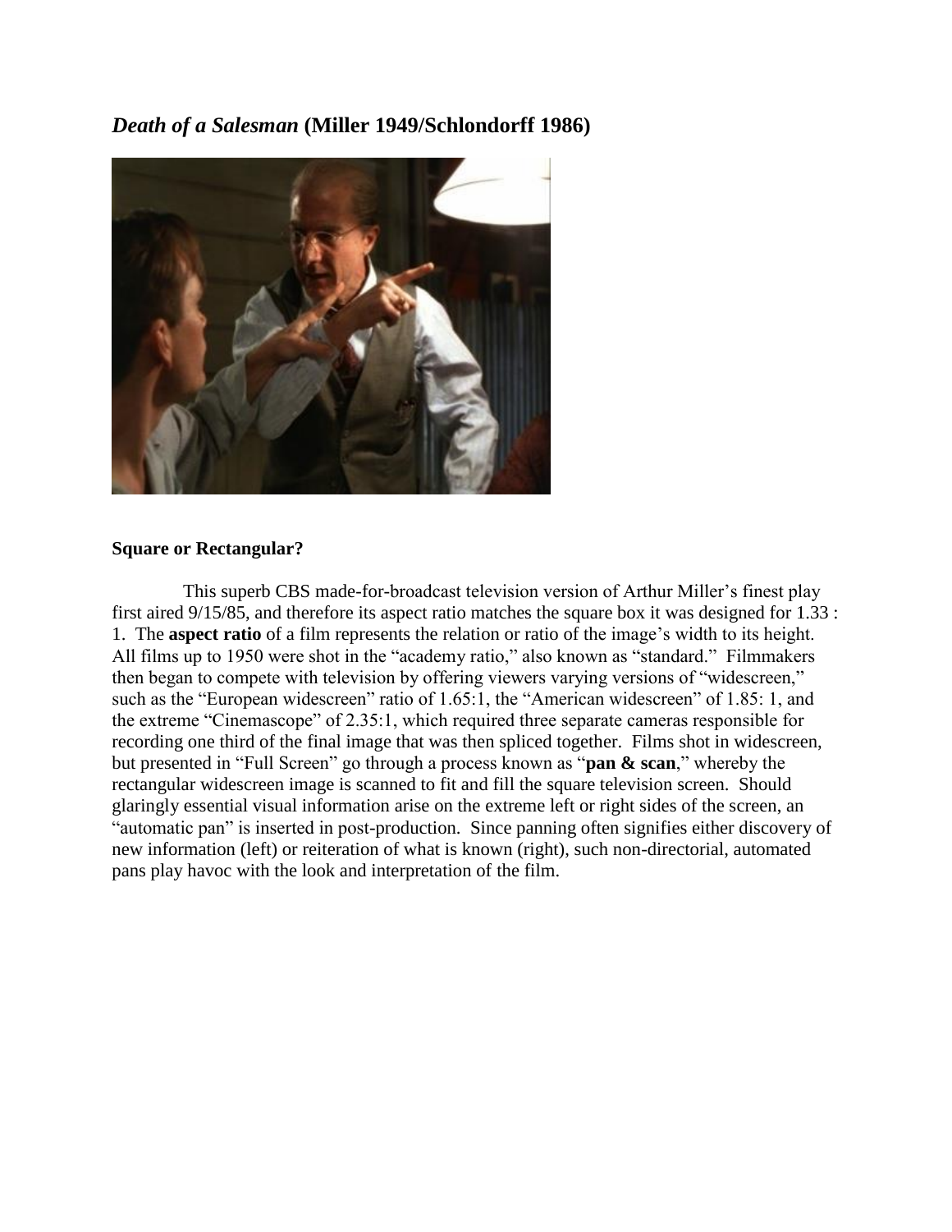## *Death of a Salesman* (Miller 1949/Schlondorff 1986)

**Square or Rectangular?**

This superb CBS made-for-broadcast television version of Arthur Miller's finest play first aired 9/15/85, and therefore its aspect ratio matches the square box it was designed for 1.33 : 1. The **aspect ratio** of a film represents the relation or ratio of the image's width to its height. All films up to 1950 were shot in the "academy ratio," also known as "standard." Filmmakers then began to compete with television by offering viewers varying versions of "widescreen," such as the "European widescreen" ratio of 1.65:1, the "American widescreen" of 1.85: 1, and the extreme "Cinemascope" of 2.35:1, which required three separate cameras responsible for recording one third of the final image that was then spliced together. Films shot in widescreen, but presented in "Full Screen" go through a process known as "**pan & scan**," whereby the rectangular widescreen image is scanned to fit and fill the square television screen. Should glaringly essential visual information arise on the extreme left or right sides of the screen, an "automatic pan" is inserted in post-production. Since panning often signifies either discovery of new information (left) or reiteration of what is known (right), such non-directorial, automated pans play havoc with the look and interpretation of the film.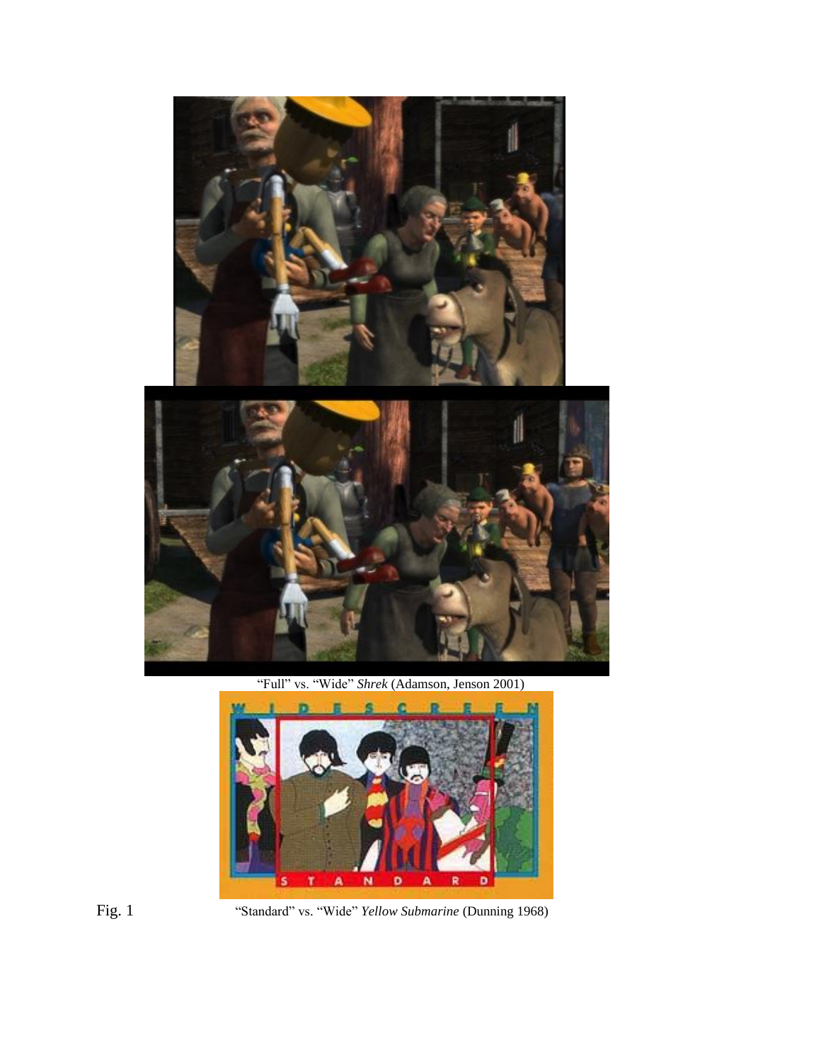"Full" vs. "Wide" *Shrek* (Adamson, Jenson 2001)

Fig. 1 "Standard" vs. "Wide" *Yellow Submarine* (Dunning 1968)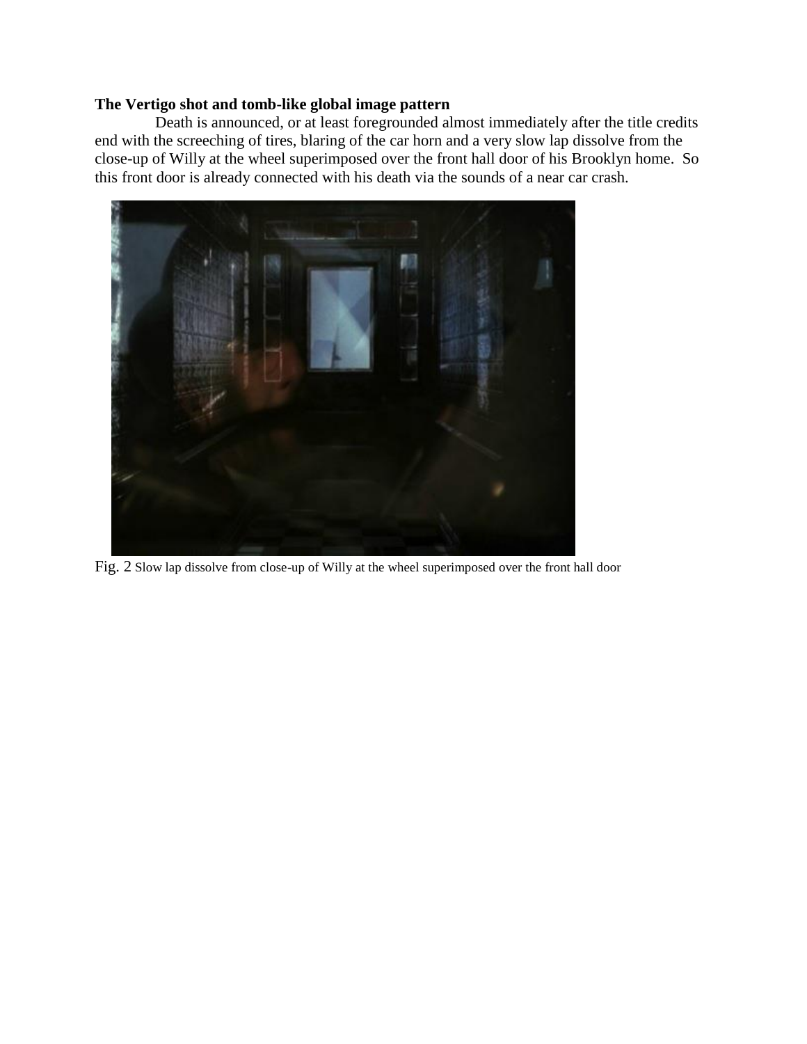**The Vertigo shot and tomb-like global image pattern**

Death is announced, or at least foregrounded almost immediately after the title credits end with the screeching of tires, blaring of the car horn and a very slow lap dissolve from the close-up of Willy at the wheel superimposed over the front hall door of his Brooklyn home. So this front door is already connected with his death via the sounds of a near car crash.

Fig. 2 Slow lap dissolve from close-up of Willy at the wheel superimposed over the front hall door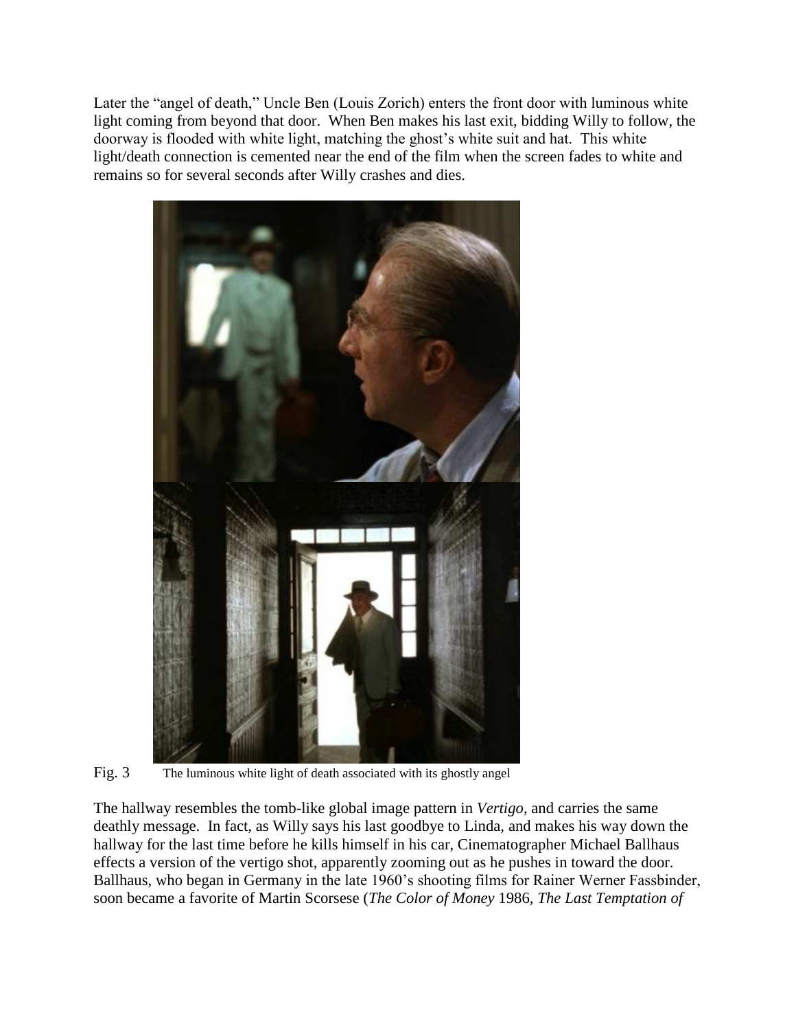Later the "angel of death," Uncle Ben (Louis Zorich) enters the front door with luminous white light coming from beyond that door. When Ben makes his last exit, bidding Willy to follow, the doorway is flooded with white light, matching the ghost's white suit and hat. This white light/death connection is cemented near the end of the film when the screen fades to white and remains so for several seconds after Willy crashes and dies.

Fig. 3 The luminous white light of death associated with its ghostly angel

The hallway resembles the tomb-like global image pattern in *Vertigo*, and carries the same deathly message. In fact, as Willy says his last goodbye to Linda, and makes his way down the hallway for the last time before he kills himself in his car, Cinematographer Michael Ballhaus effects a version of the vertigo shot, apparently zooming out as he pushes in toward the door. Ballhaus, who began in Germany in the late 1960's shooting films for Rainer Werner Fassbinder, soon became a favorite of Martin Scorsese (*The Color of Money* 1986, *The Last Temptation of*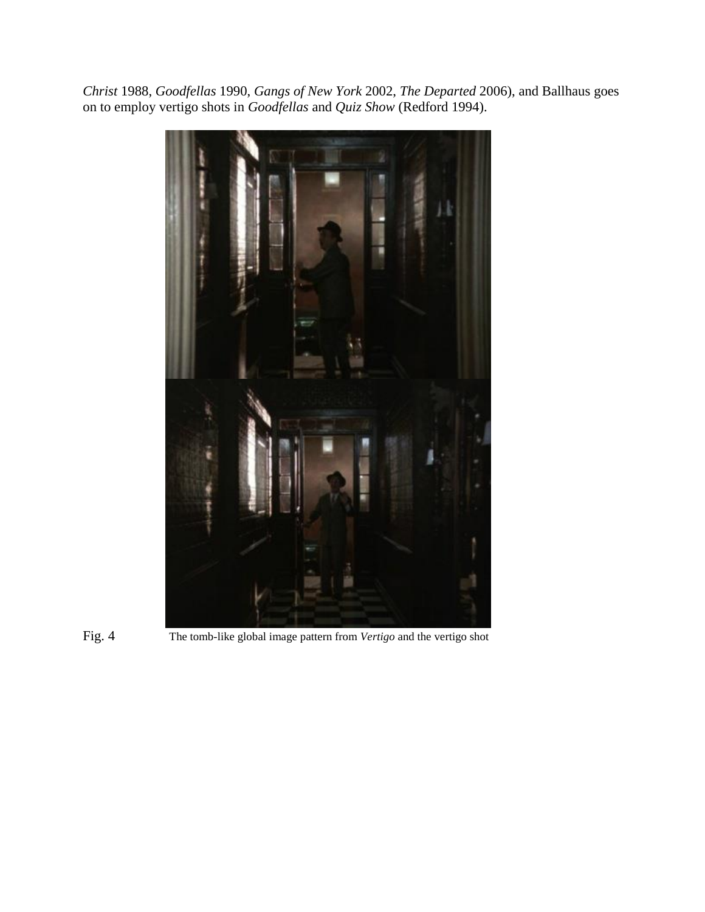*Christ* 1988, *Goodfellas* 1990, *Gangs of New York* 2002, *The Departed* 2006), and Ballhaus goes on to employ vertigo shots in *Goodfellas* and *Quiz Show* (Redford 1994).

Fig. 4 The tomb-like global image pattern from *Vertigo* and the vertigo shot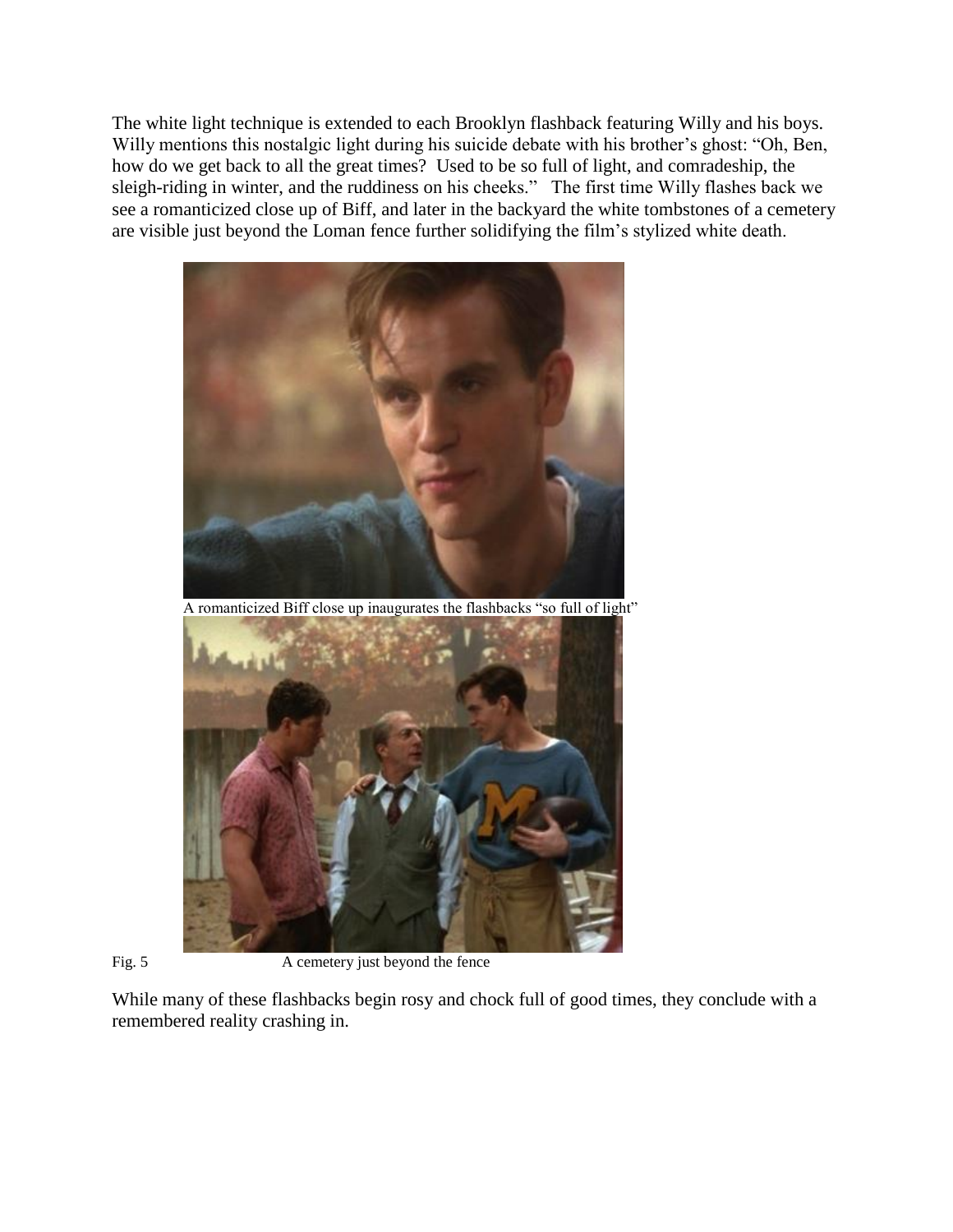The white light technique is extended to each Brooklyn flashback featuring Willy and his boys. Willy mentions this nostalgic light during his suicide debate with his brother's ghost: "Oh, Ben, how do we get back to all the great times? Used to be so full of light, and comradeship, the sleigh-riding in winter, and the ruddiness on his cheeks." The first time Willy flashes back we see a romanticized close up of Biff, and later in the backyard the white tombstones of a cemetery are visible just beyond the Loman fence further solidifying the film's stylized white death.

A romanticized Biff close up inaugurates the flashbacks "so full of light"

Fig. 5 A cemetery just beyond the fence

While many of these flashbacks begin rosy and chock full of good times, they conclude with a remembered reality crashing in.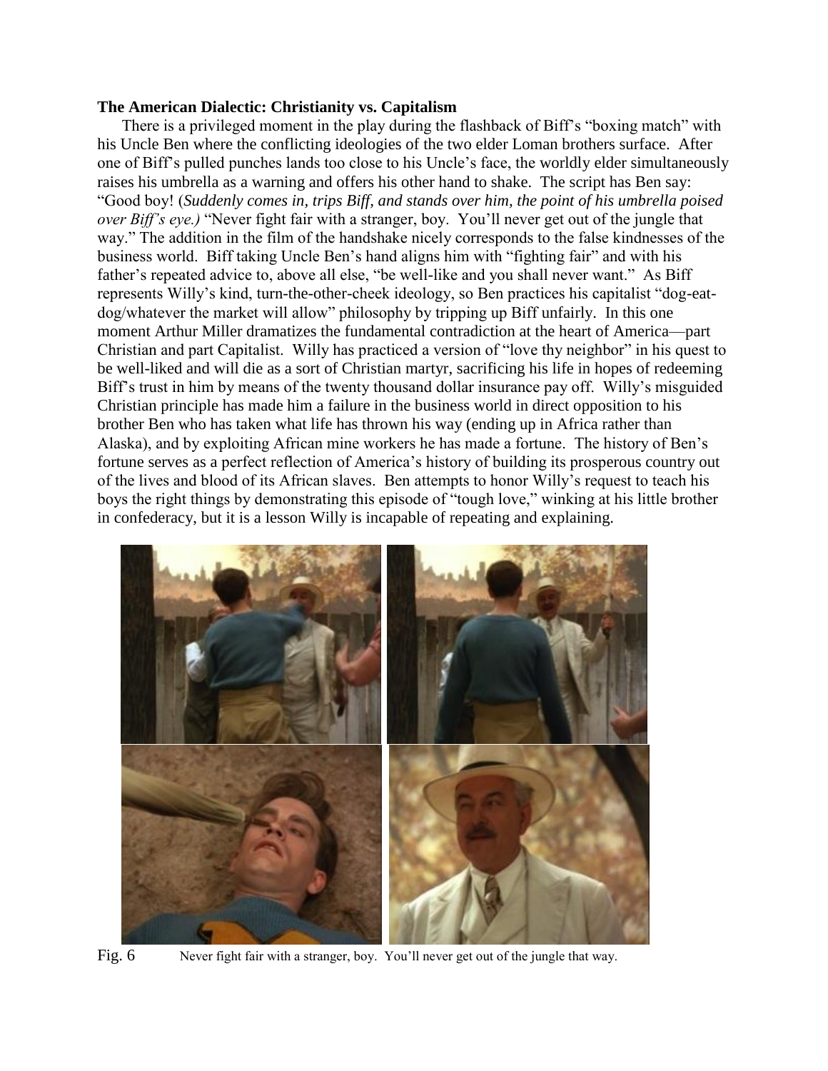**The American Dialectic: Christianity vs. Capitalism**

There is a privileged moment in the play during the flashback of Biff's "boxing match" with his Uncle Ben where the conflicting ideologies of the two elder Loman brothers surface. After one of Biff's pulled punches lands too close to his Uncle's face, the worldly elder simultaneously raises his umbrella as a warning and offers his other hand to shake. The script has Ben say: "Good boy! (*Suddenly comes in, trips Biff, and stands over him, the point of his umbrella poised over Biff's eye.)* "Never fight fair with a stranger, boy. You'll never get out of the jungle that way." The addition in the film of the handshake nicely corresponds to the false kindnesses of the business world. Biff taking Uncle Ben's hand aligns him with "fighting fair" and with his father's repeated advice to, above all else, "be well-like and you shall never want." As Biff represents Willy's kind, turn-the-other-cheek ideology, so Ben practices his capitalist "dog-eat-dog/whatever the market will allow" philosophy by tripping up Biff unfairly. In this one moment Arthur Miller dramatizes the fundamental contradiction at the heart of America—part Christian and part Capitalist. Willy has practiced a version of "love thy neighbor" in his quest to be well-liked and will die as a sort of Christian martyr, sacrificing his life in hopes of redeeming Biff's trust in him by means of the twenty thousand dollar insurance pay off. Willy's misguided Christian principle has made him a failure in the business world in direct opposition to his brother Ben who has taken what life has thrown his way (ending up in Africa rather than Alaska), and by exploiting African mine workers he has made a fortune. The history of Ben's fortune serves as a perfect reflection of America's history of building its prosperous country out of the lives and blood of its African slaves. Ben attempts to honor Willy's request to teach his boys the right things by demonstrating this episode of "tough love," winking at his little brother in confederacy, but it is a lesson Willy is incapable of repeating and explaining.

Fig. 6 Never fight fair with a stranger, boy. You'll never get out of the jungle that way.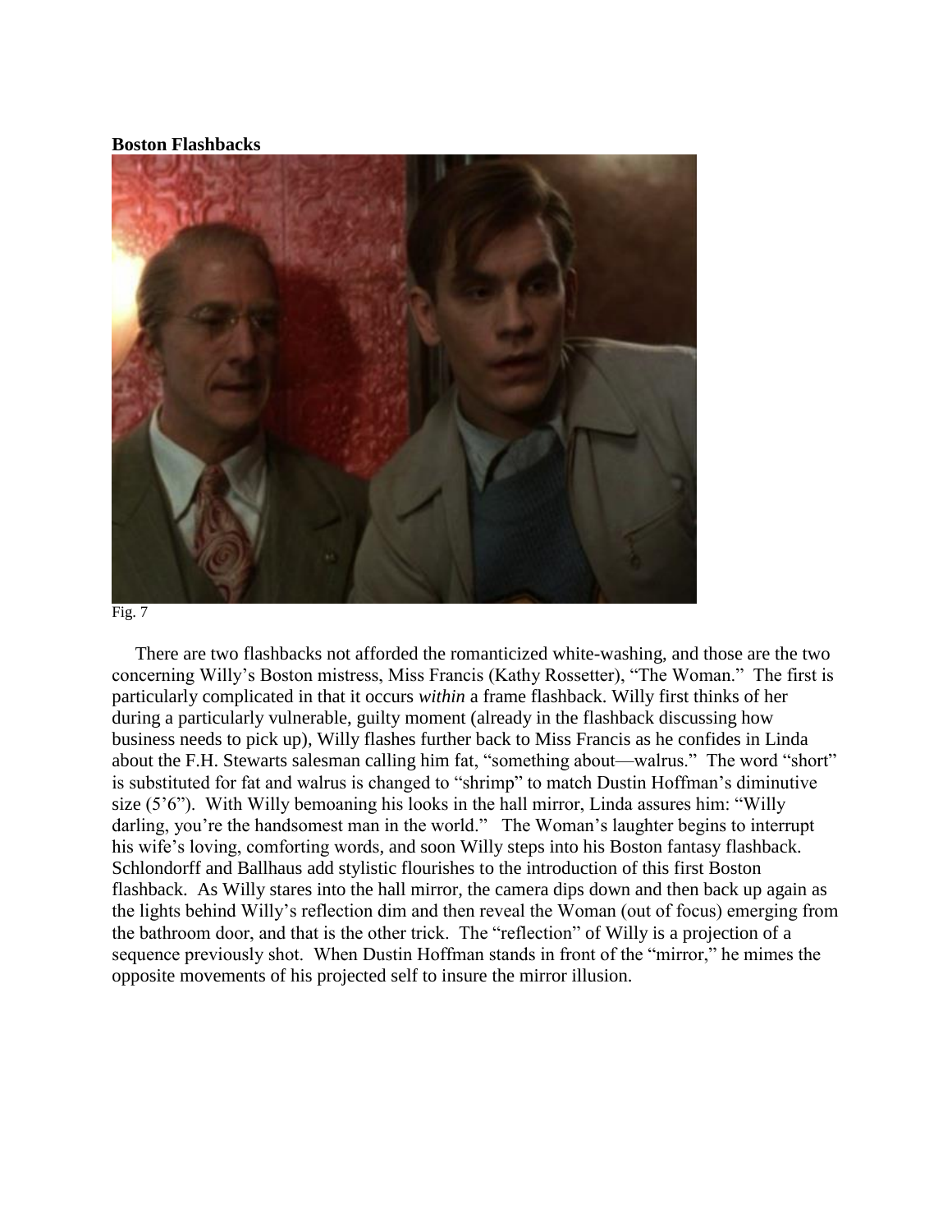**Boston Flashbacks**

Fig. 7

There are two flashbacks not afforded the romanticized white-washing, and those are the two concerning Willy's Boston mistress, Miss Francis (Kathy Rossetter), "The Woman." The first is particularly complicated in that it occurs *within* a frame flashback. Willy first thinks of her during a particularly vulnerable, guilty moment (already in the flashback discussing how business needs to pick up), Willy flashes further back to Miss Francis as he confides in Linda about the F.H. Stewarts salesman calling him fat, "something about—walrus." The word "short" is substituted for fat and walrus is changed to "shrimp" to match Dustin Hoffman's diminutive size (5'6"). With Willy bemoaning his looks in the hall mirror, Linda assures him: "Willy darling, you're the handsomest man in the world." The Woman's laughter begins to interrupt his wife's loving, comforting words, and soon Willy steps into his Boston fantasy flashback. Schlondorff and Ballhaus add stylistic flourishes to the introduction of this first Boston flashback. As Willy stares into the hall mirror, the camera dips down and then back up again as the lights behind Willy's reflection dim and then reveal the Woman (out of focus) emerging from the bathroom door, and that is the other trick. The "reflection" of Willy is a projection of a sequence previously shot. When Dustin Hoffman stands in front of the "mirror," he mimes the opposite movements of his projected self to insure the mirror illusion.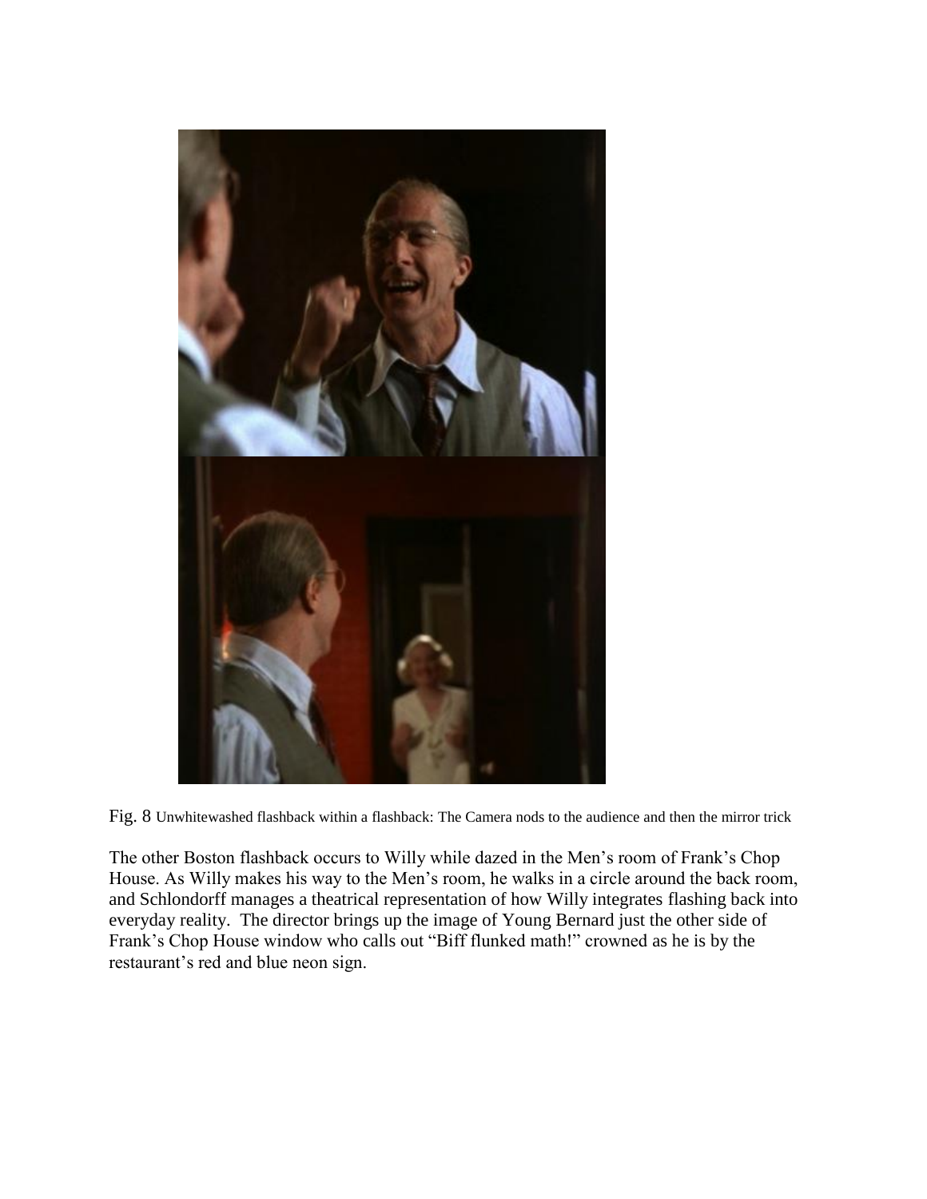Fig. 8 Unwhitewashed flashback within a flashback: The Camera nods to the audience and then the mirror trick

The other Boston flashback occurs to Willy while dazed in the Men's room of Frank's Chop House. As Willy makes his way to the Men's room, he walks in a circle around the back room, and Schlondorff manages a theatrical representation of how Willy integrates flashing back into everyday reality. The director brings up the image of Young Bernard just the other side of Frank's Chop House window who calls out "Biff flunked math!" crowned as he is by the restaurant's red and blue neon sign.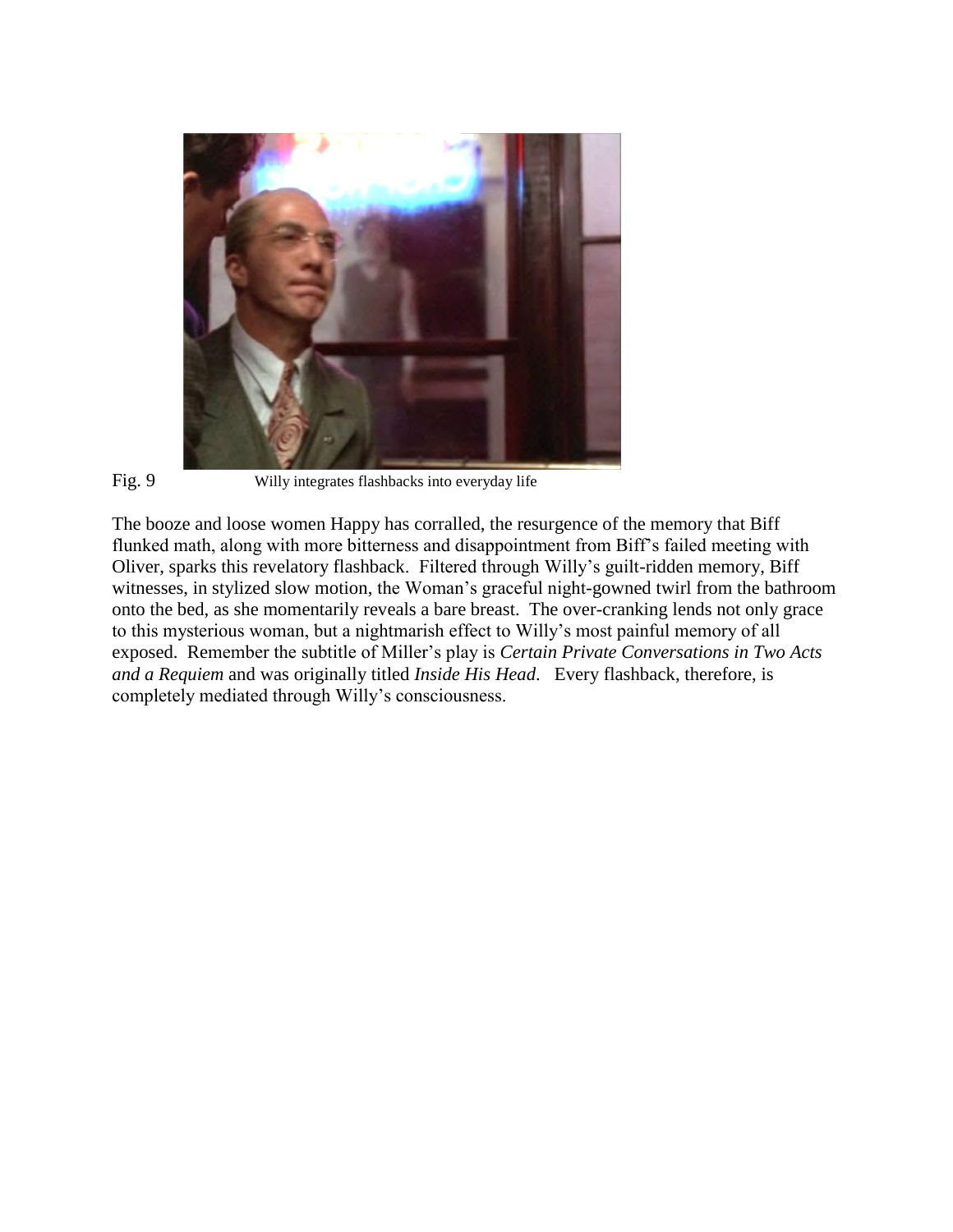Fig. 9 Willy integrates flashbacks into everyday life

The booze and loose women Happy has corralled, the resurgence of the memory that Biff flunked math, along with more bitterness and disappointment from Biff's failed meeting with Oliver, sparks this revelatory flashback. Filtered through Willy's guilt-ridden memory, Biff witnesses, in stylized slow motion, the Woman's graceful night-gowned twirl from the bathroom onto the bed, as she momentarily reveals a bare breast. The over-cranking lends not only grace to this mysterious woman, but a nightmarish effect to Willy's most painful memory of all exposed. Remember the subtitle of Miller's play is *Certain Private Conversations in Two Acts and a Requiem* and was originally titled *Inside His Head*. Every flashback, therefore, is completely mediated through Willy's consciousness.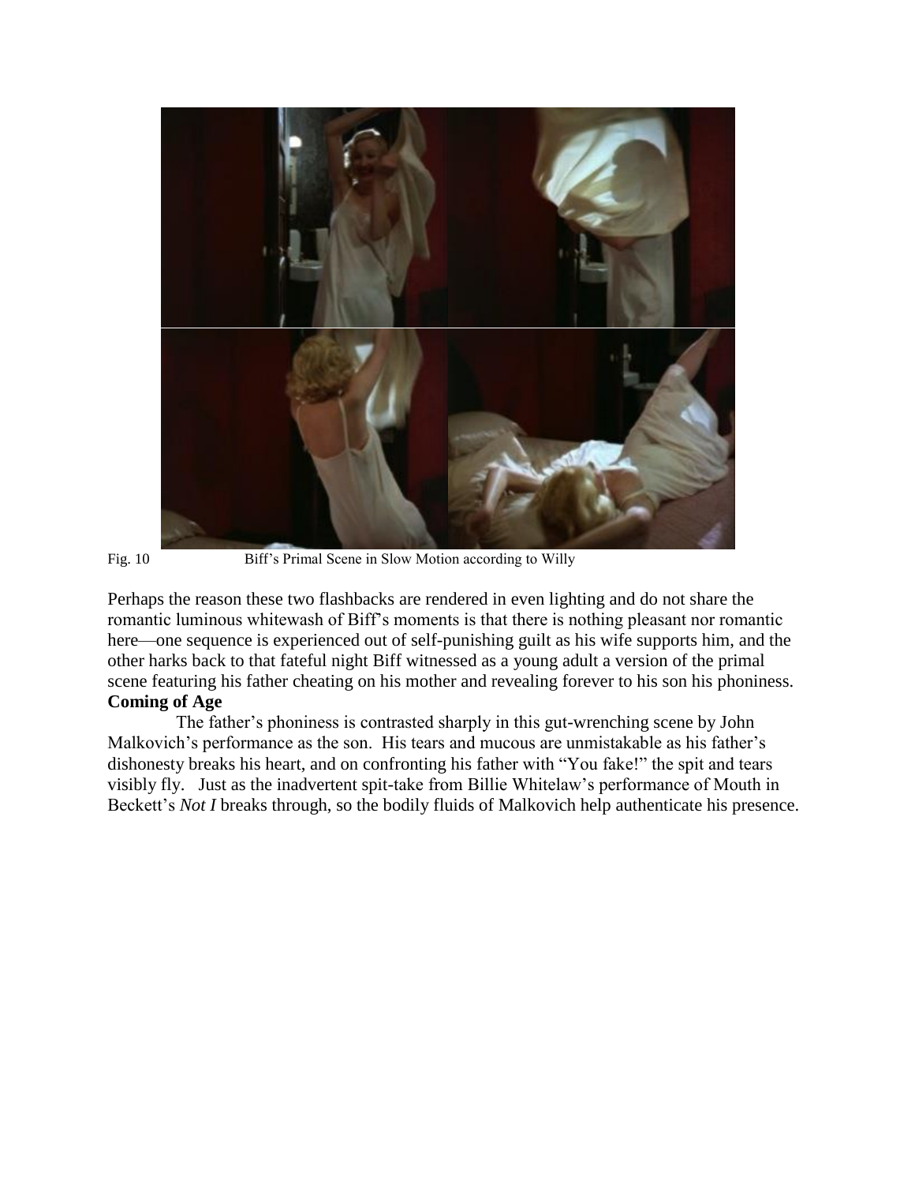Fig. 10 Biff's Primal Scene in Slow Motion according to Willy

Perhaps the reason these two flashbacks are rendered in even lighting and do not share the romantic luminous whitewash of Biff's moments is that there is nothing pleasant nor romantic here—one sequence is experienced out of self-punishing guilt as his wife supports him, and the other harks back to that fateful night Biff witnessed as a young adult a version of the primal scene featuring his father cheating on his mother and revealing forever to his son his phoniness.

**Coming of Age**

The father's phoniness is contrasted sharply in this gut-wrenching scene by John Malkovich's performance as the son. His tears and mucous are unmistakable as his father's dishonesty breaks his heart, and on confronting his father with "You fake!" the spit and tears visibly fly. Just as the inadvertent spit-take from Billie Whitelaw's performance of Mouth in Beckett's *Not I* breaks through, so the bodily fluids of Malkovich help authenticate his presence.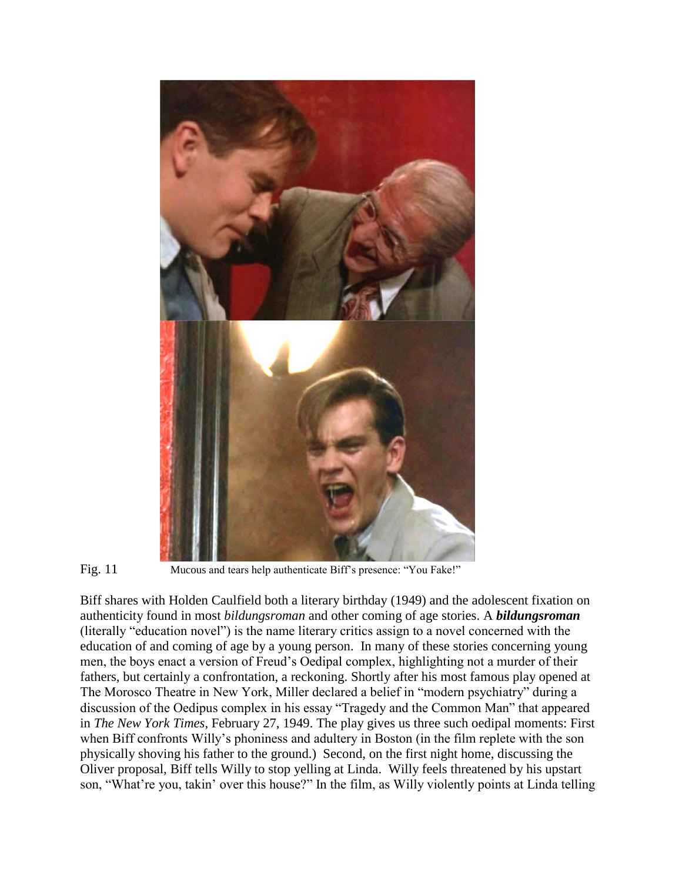Fig. 11 Mucous and tears help authenticate Biff's presence: "You Fake!"

Biff shares with Holden Caulfield both a literary birthday (1949) and the adolescent fixation on authenticity found in most *bildungsroman* and other coming of age stories. A ***bildungsroman*** (literally "education novel") is the name literary critics assign to a novel concerned with the education of and coming of age by a young person. In many of these stories concerning young men, the boys enact a version of Freud's Oedipal complex, highlighting not a murder of their fathers, but certainly a confrontation, a reckoning. Shortly after his most famous play opened at The Morosco Theatre in New York, Miller declared a belief in "modern psychiatry" during a discussion of the Oedipus complex in his essay "Tragedy and the Common Man" that appeared in *The New York Times*, February 27, 1949. The play gives us three such oedipal moments: First when Biff confronts Willy's phoniness and adultery in Boston (in the film replete with the son physically shoving his father to the ground.) Second, on the first night home, discussing the Oliver proposal, Biff tells Willy to stop yelling at Linda. Willy feels threatened by his upstart son, "What're you, takin' over this house?" In the film, as Willy violently points at Linda telling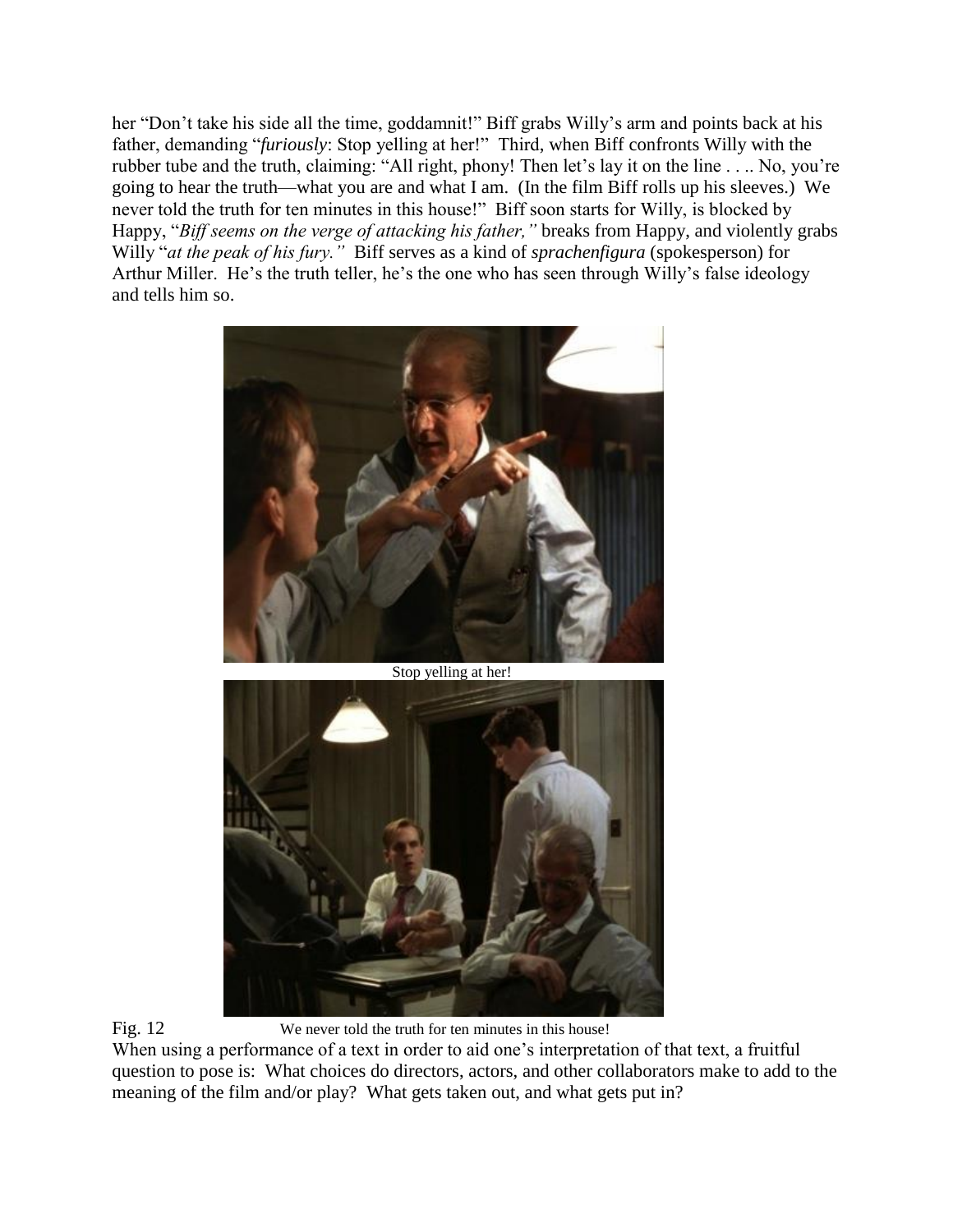her "Don't take his side all the time, goddamnit!" Biff grabs Willy's arm and points back at his father, demanding "*furiously*: Stop yelling at her!" Third, when Biff confronts Willy with the rubber tube and the truth, claiming: "All right, phony! Then let's lay it on the line . . .. No, you're going to hear the truth—what you are and what I am. (In the film Biff rolls up his sleeves.) We never told the truth for ten minutes in this house!" Biff soon starts for Willy, is blocked by Happy, "*Biff seems on the verge of attacking his father,"* breaks from Happy, and violently grabs Willy "*at the peak of his fury."* Biff serves as a kind of *sprachenfigura* (spokesperson) for Arthur Miller. He's the truth teller, he's the one who has seen through Willy's false ideology and tells him so.

Stop yelling at her!

Fig. 12 We never told the truth for ten minutes in this house!

When using a performance of a text in order to aid one's interpretation of that text, a fruitful question to pose is: What choices do directors, actors, and other collaborators make to add to the meaning of the film and/or play? What gets taken out, and what gets put in?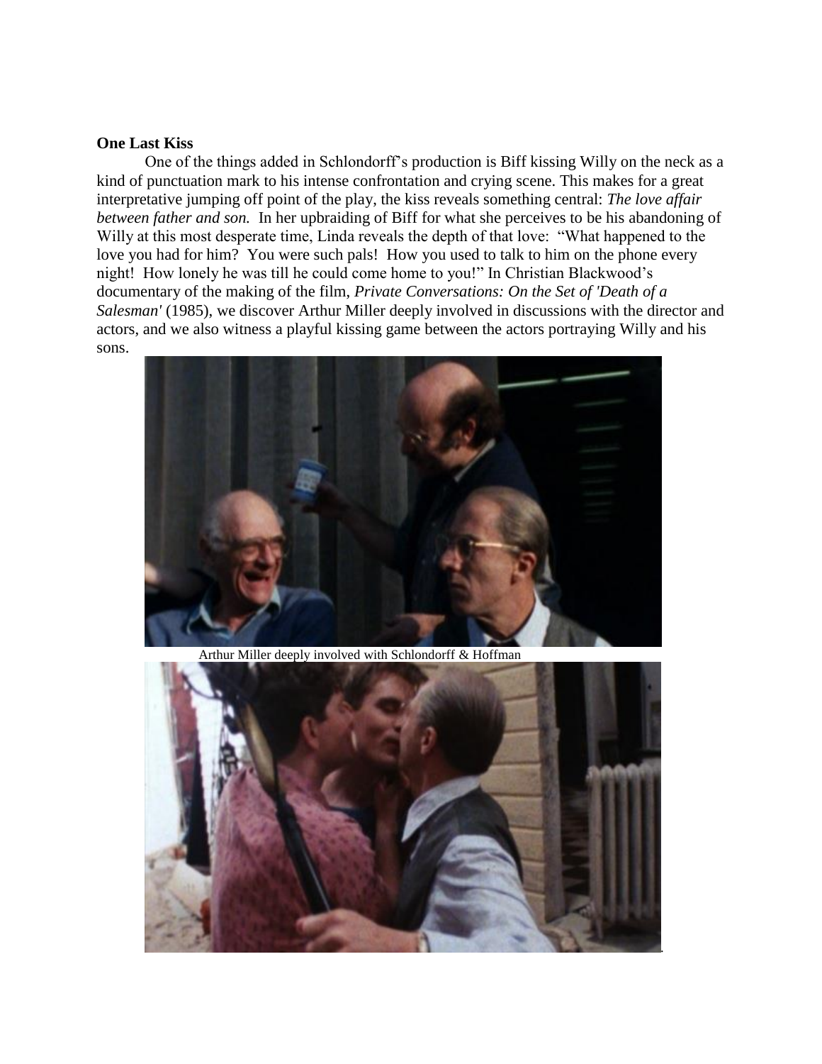**One Last Kiss**

One of the things added in Schlondorff's production is Biff kissing Willy on the neck as a kind of punctuation mark to his intense confrontation and crying scene. This makes for a great interpretative jumping off point of the play, the kiss reveals something central: *The love affair between father and son.* In her upbraiding of Biff for what she perceives to be his abandoning of Willy at this most desperate time, Linda reveals the depth of that love: "What happened to the love you had for him? You were such pals! How you used to talk to him on the phone every night! How lonely he was till he could come home to you!" In Christian Blackwood's documentary of the making of the film, *Private Conversations: On the Set of 'Death of a Salesman'* (1985), we discover Arthur Miller deeply involved in discussions with the director and actors, and we also witness a playful kissing game between the actors portraying Willy and his sons.

Arthur Miller deeply involved with Schlondorff & Hoffman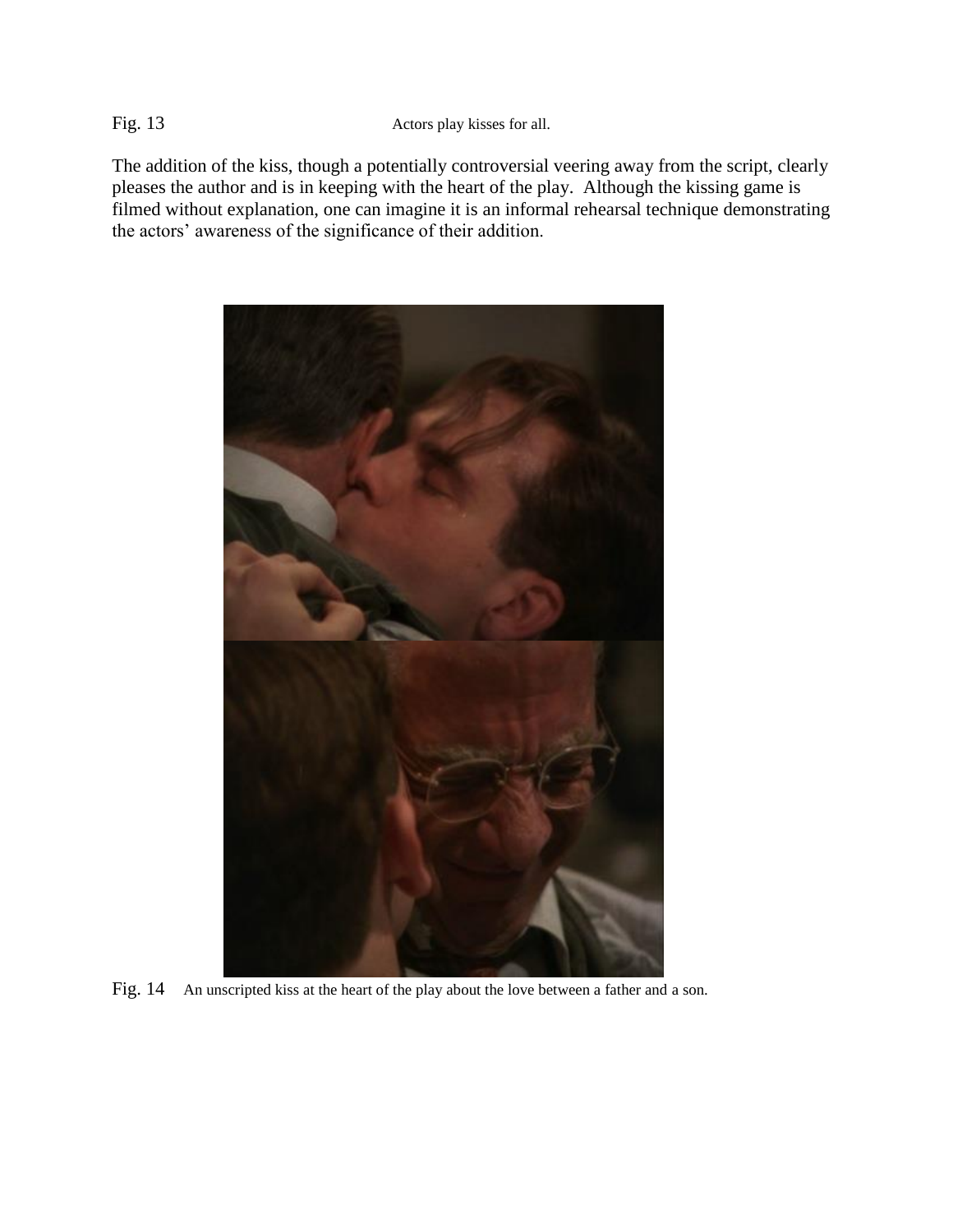Fig. 13 Actors play kisses for all.

The addition of the kiss, though a potentially controversial veering away from the script, clearly pleases the author and is in keeping with the heart of the play. Although the kissing game is filmed without explanation, one can imagine it is an informal rehearsal technique demonstrating the actors' awareness of the significance of their addition.

Fig. 14 An unscripted kiss at the heart of the play about the love between a father and a son.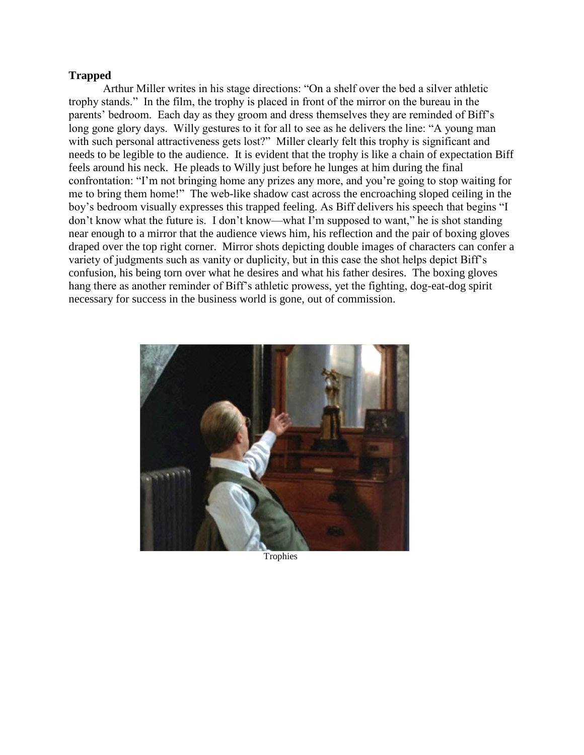**Trapped**

Arthur Miller writes in his stage directions: "On a shelf over the bed a silver athletic trophy stands." In the film, the trophy is placed in front of the mirror on the bureau in the parents' bedroom. Each day as they groom and dress themselves they are reminded of Biff's long gone glory days. Willy gestures to it for all to see as he delivers the line: "A young man with such personal attractiveness gets lost?" Miller clearly felt this trophy is significant and needs to be legible to the audience. It is evident that the trophy is like a chain of expectation Biff feels around his neck. He pleads to Willy just before he lunges at him during the final confrontation: "I'm not bringing home any prizes any more, and you're going to stop waiting for me to bring them home!" The web-like shadow cast across the encroaching sloped ceiling in the boy's bedroom visually expresses this trapped feeling. As Biff delivers his speech that begins "I don't know what the future is. I don't know—what I'm supposed to want," he is shot standing near enough to a mirror that the audience views him, his reflection and the pair of boxing gloves draped over the top right corner. Mirror shots depicting double images of characters can confer a variety of judgments such as vanity or duplicity, but in this case the shot helps depict Biff's confusion, his being torn over what he desires and what his father desires. The boxing gloves hang there as another reminder of Biff's athletic prowess, yet the fighting, dog-eat-dog spirit necessary for success in the business world is gone, out of commission.

Trophies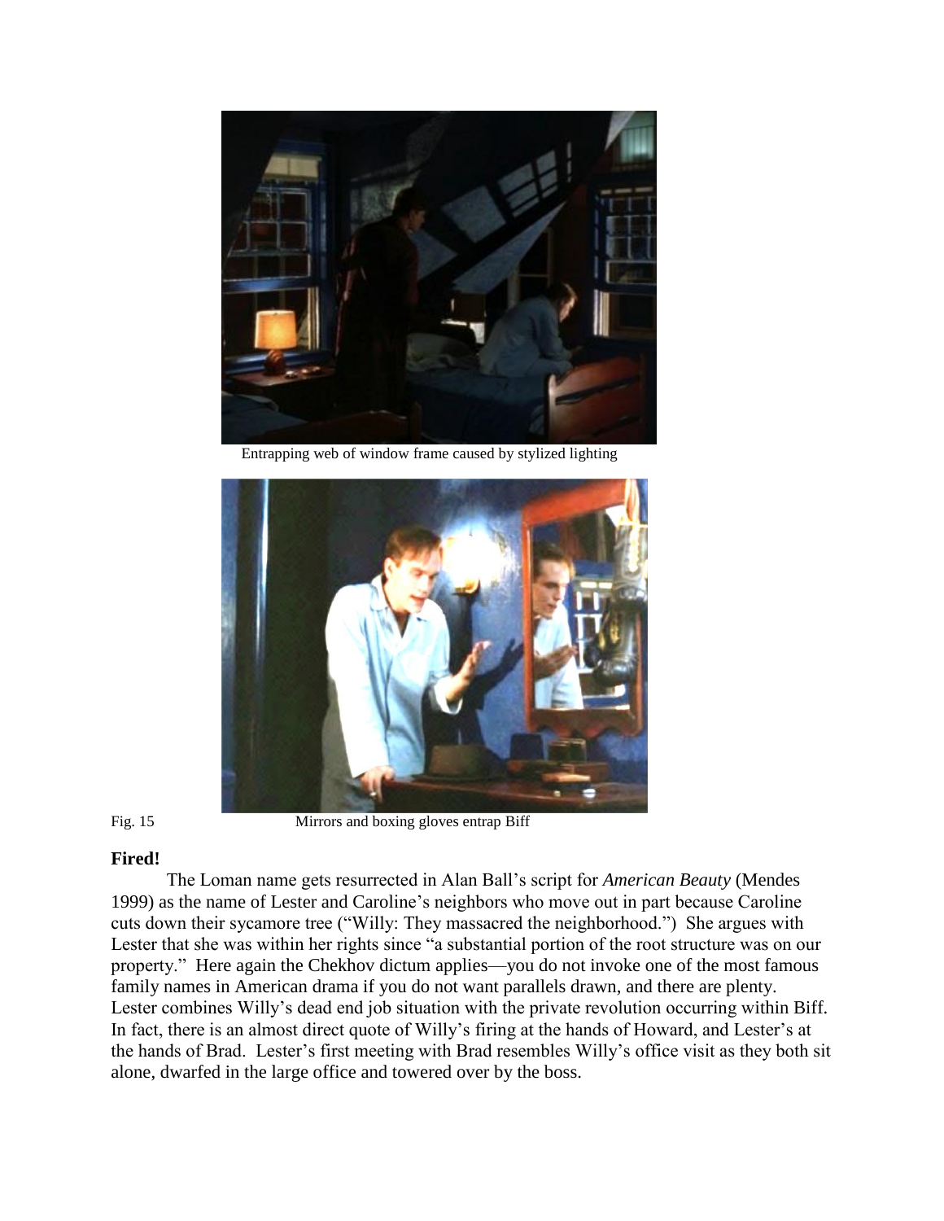Entrapping web of window frame caused by stylized lighting

Fig. 15 Mirrors and boxing gloves entrap Biff

**Fired!**

The Loman name gets resurrected in Alan Ball's script for *American Beauty* (Mendes 1999) as the name of Lester and Caroline's neighbors who move out in part because Caroline cuts down their sycamore tree ("Willy: They massacred the neighborhood.") She argues with Lester that she was within her rights since "a substantial portion of the root structure was on our property." Here again the Chekhov dictum applies—you do not invoke one of the most famous family names in American drama if you do not want parallels drawn, and there are plenty. Lester combines Willy's dead end job situation with the private revolution occurring within Biff. In fact, there is an almost direct quote of Willy's firing at the hands of Howard, and Lester's at the hands of Brad. Lester's first meeting with Brad resembles Willy's office visit as they both sit alone, dwarfed in the large office and towered over by the boss.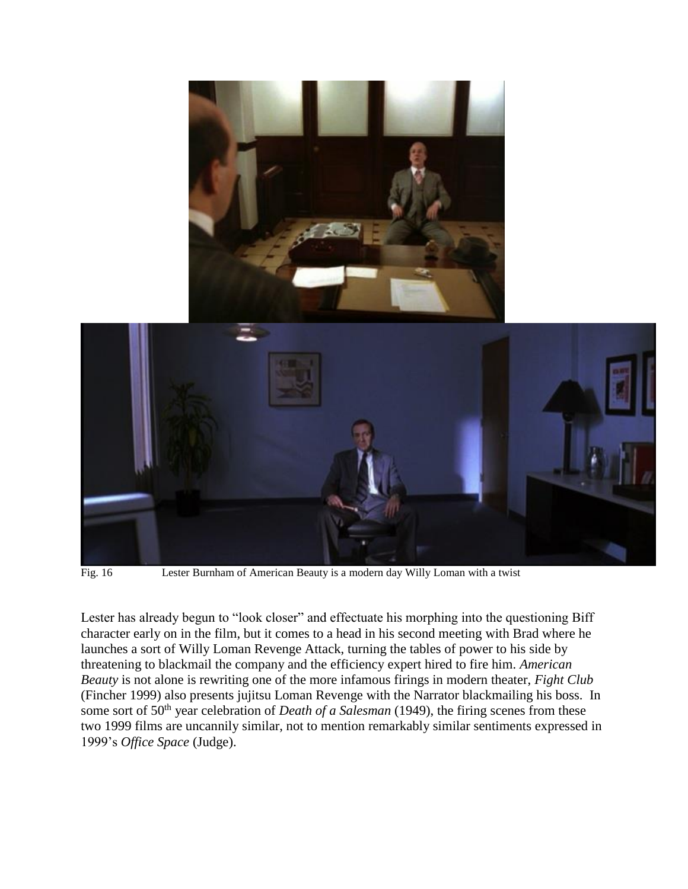Fig. 16 Lester Burnham of American Beauty is a modern day Willy Loman with a twist

Lester has already begun to "look closer" and effectuate his morphing into the questioning Biff character early on in the film, but it comes to a head in his second meeting with Brad where he launches a sort of Willy Loman Revenge Attack, turning the tables of power to his side by threatening to blackmail the company and the efficiency expert hired to fire him. *American Beauty* is not alone is rewriting one of the more infamous firings in modern theater, *Fight Club* (Fincher 1999) also presents jujitsu Loman Revenge with the Narrator blackmailing his boss. In some sort of 50th year celebration of *Death of a Salesman* (1949), the firing scenes from these two 1999 films are uncannily similar, not to mention remarkably similar sentiments expressed in 1999's *Office Space* (Judge).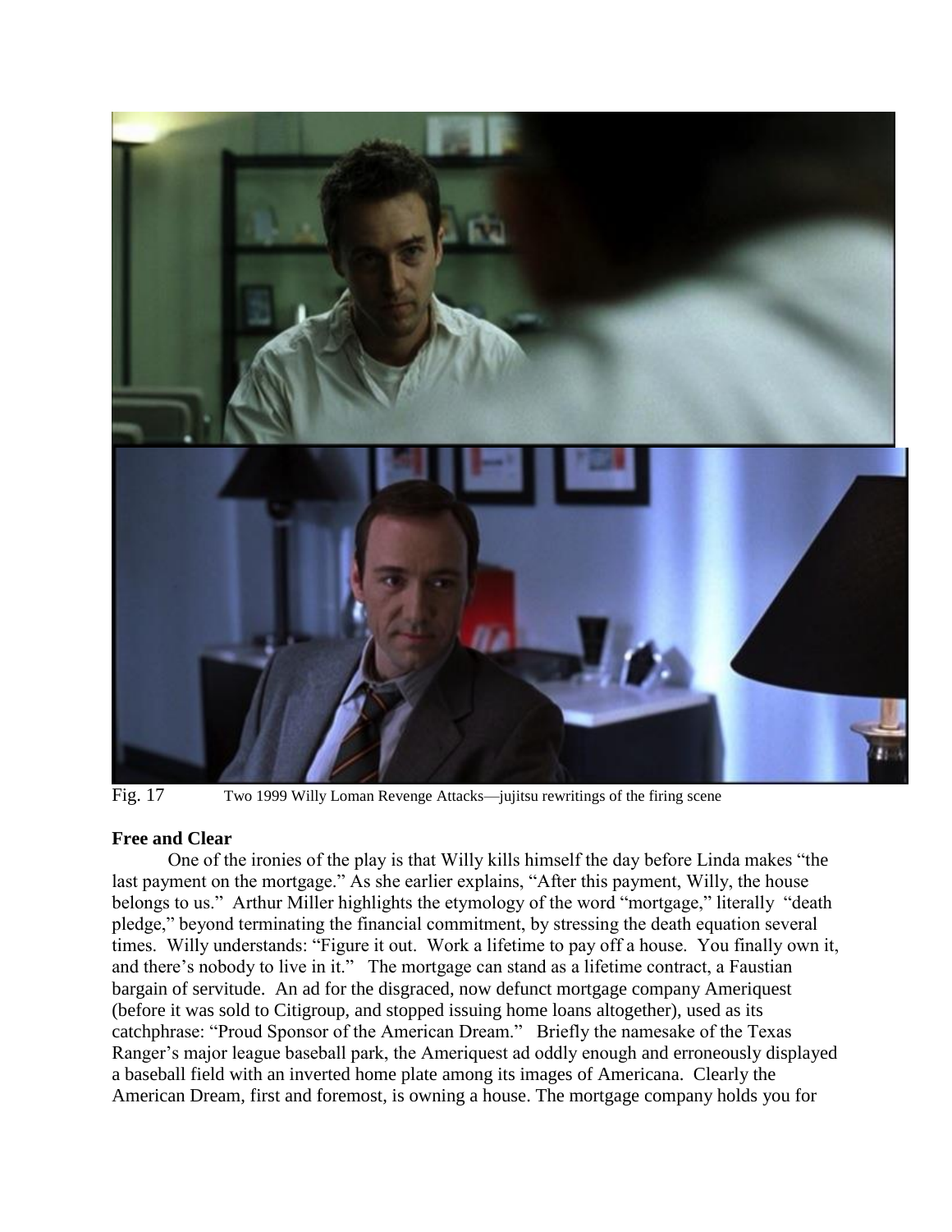Fig. 17 Two 1999 Willy Loman Revenge Attacks—jujitsu rewritings of the firing scene

**Free and Clear**

One of the ironies of the play is that Willy kills himself the day before Linda makes "the last payment on the mortgage." As she earlier explains, "After this payment, Willy, the house belongs to us." Arthur Miller highlights the etymology of the word "mortgage," literally "death pledge," beyond terminating the financial commitment, by stressing the death equation several times. Willy understands: "Figure it out. Work a lifetime to pay off a house. You finally own it, and there's nobody to live in it." The mortgage can stand as a lifetime contract, a Faustian bargain of servitude. An ad for the disgraced, now defunct mortgage company Ameriquest (before it was sold to Citigroup, and stopped issuing home loans altogether), used as its catchphrase: "Proud Sponsor of the American Dream." Briefly the namesake of the Texas Ranger's major league baseball park, the Ameriquest ad oddly enough and erroneously displayed a baseball field with an inverted home plate among its images of Americana. Clearly the American Dream, first and foremost, is owning a house. The mortgage company holds you for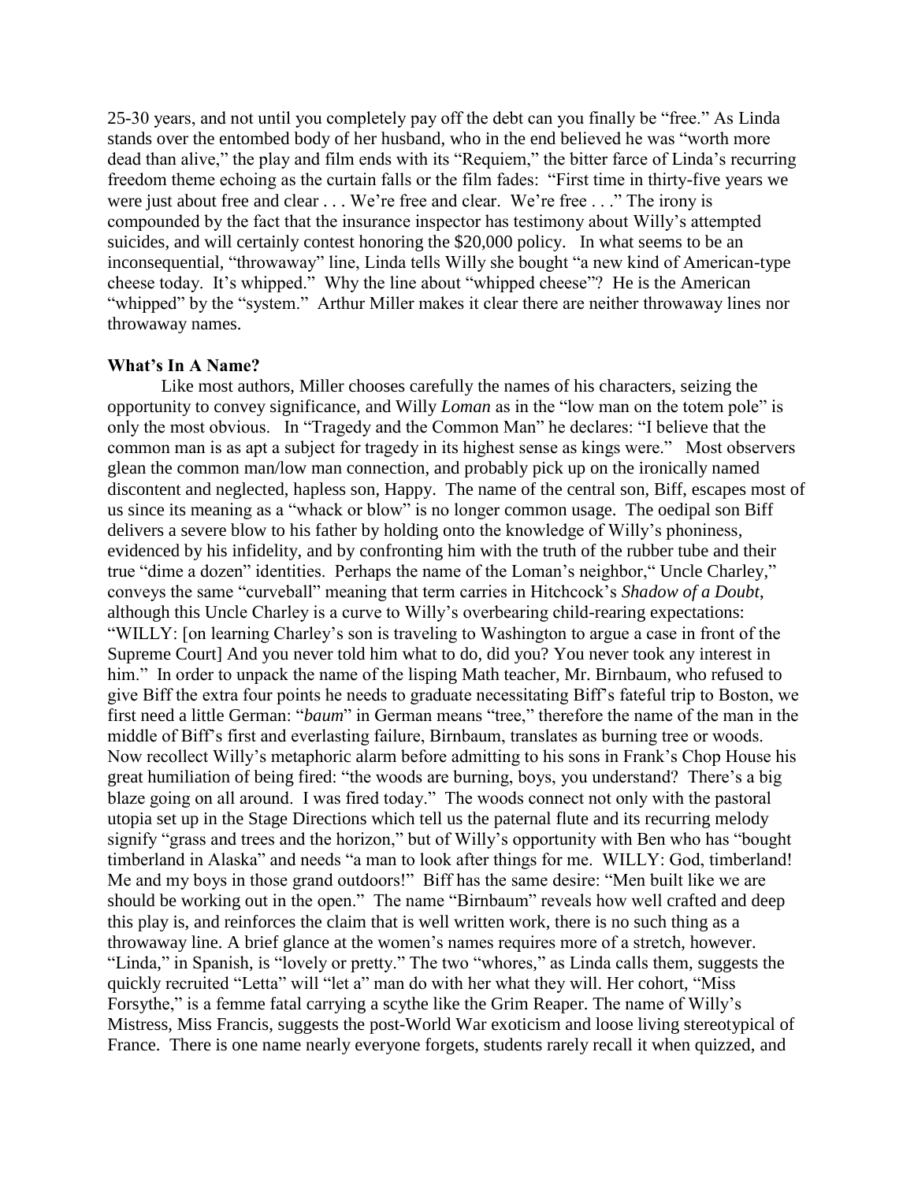25-30 years, and not until you completely pay off the debt can you finally be "free." As Linda stands over the entombed body of her husband, who in the end believed he was "worth more dead than alive," the play and film ends with its "Requiem," the bitter farce of Linda's recurring freedom theme echoing as the curtain falls or the film fades: "First time in thirty-five years we were just about free and clear . . . We're free and clear. We're free . . ." The irony is compounded by the fact that the insurance inspector has testimony about Willy's attempted suicides, and will certainly contest honoring the $20,000 policy. In what seems to be an inconsequential, "throwaway" line, Linda tells Willy she bought "a new kind of American-type cheese today. It's whipped." Why the line about "whipped cheese"? He is the American "whipped" by the "system." Arthur Miller makes it clear there are neither throwaway lines nor throwaway names.

**What's In A Name?**

Like most authors, Miller chooses carefully the names of his characters, seizing the opportunity to convey significance, and Willy *Loman* as in the "low man on the totem pole" is only the most obvious. In "Tragedy and the Common Man" he declares: "I believe that the common man is as apt a subject for tragedy in its highest sense as kings were." Most observers glean the common man/low man connection, and probably pick up on the ironically named discontent and neglected, hapless son, Happy. The name of the central son, Biff, escapes most of us since its meaning as a "whack or blow" is no longer common usage. The oedipal son Biff delivers a severe blow to his father by holding onto the knowledge of Willy's phoniness, evidenced by his infidelity, and by confronting him with the truth of the rubber tube and their true "dime a dozen" identities. Perhaps the name of the Loman's neighbor," Uncle Charley," conveys the same "curveball" meaning that term carries in Hitchcock's *Shadow of a Doubt*, although this Uncle Charley is a curve to Willy's overbearing child-rearing expectations: "WILLY: [on learning Charley's son is traveling to Washington to argue a case in front of the Supreme Court] And you never told him what to do, did you? You never took any interest in him." In order to unpack the name of the lisping Math teacher, Mr. Birnbaum, who refused to give Biff the extra four points he needs to graduate necessitating Biff's fateful trip to Boston, we first need a little German: "*baum*" in German means "tree," therefore the name of the man in the middle of Biff's first and everlasting failure, Birnbaum, translates as burning tree or woods. Now recollect Willy's metaphoric alarm before admitting to his sons in Frank's Chop House his great humiliation of being fired: "the woods are burning, boys, you understand? There's a big blaze going on all around. I was fired today." The woods connect not only with the pastoral utopia set up in the Stage Directions which tell us the paternal flute and its recurring melody signify "grass and trees and the horizon," but of Willy's opportunity with Ben who has "bought timberland in Alaska" and needs "a man to look after things for me. WILLY: God, timberland! Me and my boys in those grand outdoors!" Biff has the same desire: "Men built like we are should be working out in the open." The name "Birnbaum" reveals how well crafted and deep this play is, and reinforces the claim that is well written work, there is no such thing as a throwaway line. A brief glance at the women's names requires more of a stretch, however. "Linda," in Spanish, is "lovely or pretty." The two "whores," as Linda calls them, suggests the quickly recruited "Letta" will "let a" man do with her what they will. Her cohort, "Miss Forsythe," is a femme fatal carrying a scythe like the Grim Reaper. The name of Willy's Mistress, Miss Francis, suggests the post-World War exoticism and loose living stereotypical of France. There is one name nearly everyone forgets, students rarely recall it when quizzed, and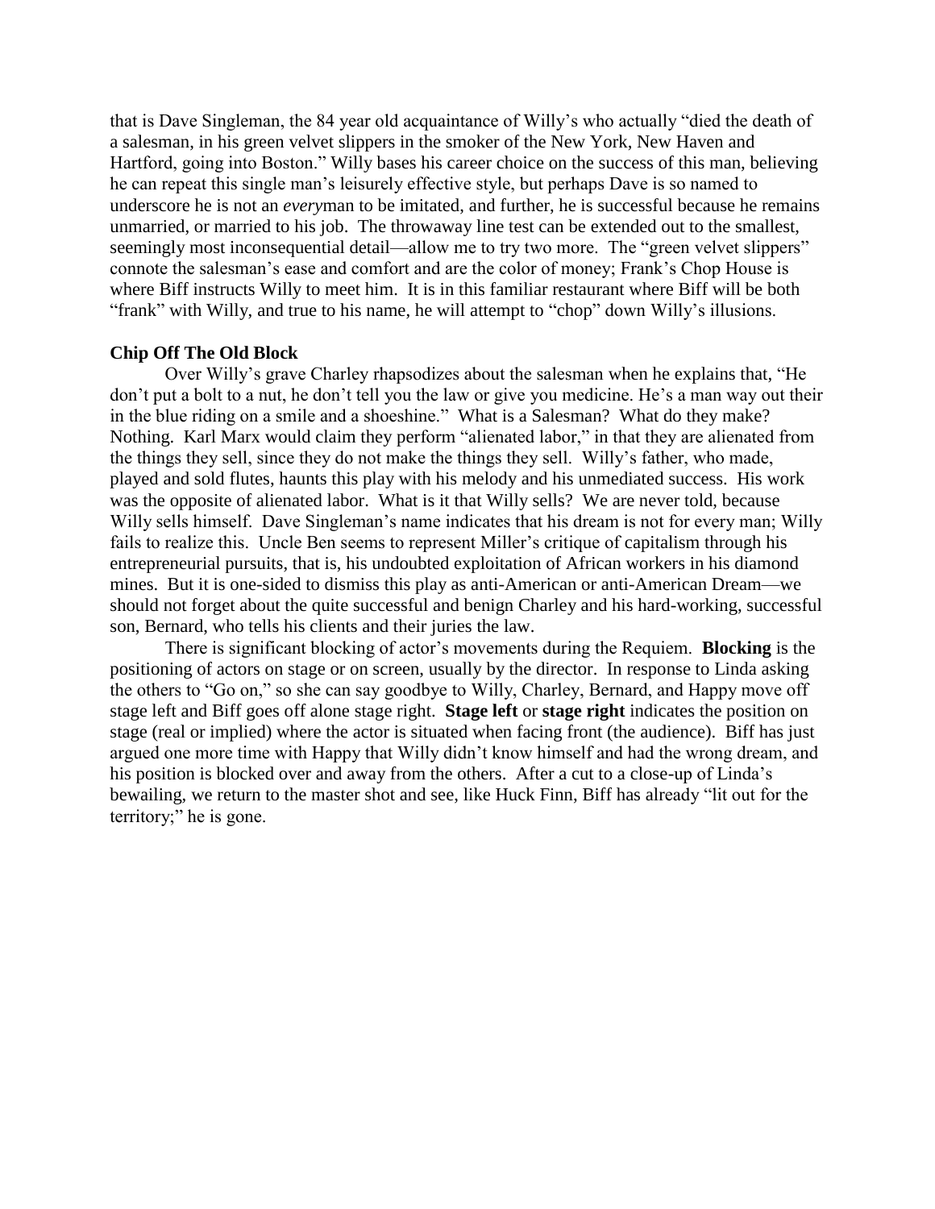that is Dave Singleman, the 84 year old acquaintance of Willy's who actually "died the death of a salesman, in his green velvet slippers in the smoker of the New York, New Haven and Hartford, going into Boston." Willy bases his career choice on the success of this man, believing he can repeat this single man's leisurely effective style, but perhaps Dave is so named to underscore he is not an *every*man to be imitated, and further, he is successful because he remains unmarried, or married to his job. The throwaway line test can be extended out to the smallest, seemingly most inconsequential detail—allow me to try two more. The "green velvet slippers" connote the salesman's ease and comfort and are the color of money; Frank's Chop House is where Biff instructs Willy to meet him. It is in this familiar restaurant where Biff will be both "frank" with Willy, and true to his name, he will attempt to "chop" down Willy's illusions.

**Chip Off The Old Block**

Over Willy's grave Charley rhapsodizes about the salesman when he explains that, "He don't put a bolt to a nut, he don't tell you the law or give you medicine. He's a man way out their in the blue riding on a smile and a shoeshine." What is a Salesman? What do they make? Nothing. Karl Marx would claim they perform "alienated labor," in that they are alienated from the things they sell, since they do not make the things they sell. Willy's father, who made, played and sold flutes, haunts this play with his melody and his unmediated success. His work was the opposite of alienated labor. What is it that Willy sells? We are never told, because Willy sells himself. Dave Singleman's name indicates that his dream is not for every man; Willy fails to realize this. Uncle Ben seems to represent Miller's critique of capitalism through his entrepreneurial pursuits, that is, his undoubted exploitation of African workers in his diamond mines. But it is one-sided to dismiss this play as anti-American or anti-American Dream—we should not forget about the quite successful and benign Charley and his hard-working, successful son, Bernard, who tells his clients and their juries the law.

There is significant blocking of actor's movements during the Requiem. **Blocking** is the positioning of actors on stage or on screen, usually by the director. In response to Linda asking the others to "Go on," so she can say goodbye to Willy, Charley, Bernard, and Happy move off stage left and Biff goes off alone stage right. **Stage left** or **stage right** indicates the position on stage (real or implied) where the actor is situated when facing front (the audience). Biff has just argued one more time with Happy that Willy didn't know himself and had the wrong dream, and his position is blocked over and away from the others. After a cut to a close-up of Linda's bewailing, we return to the master shot and see, like Huck Finn, Biff has already "lit out for the territory;" he is gone.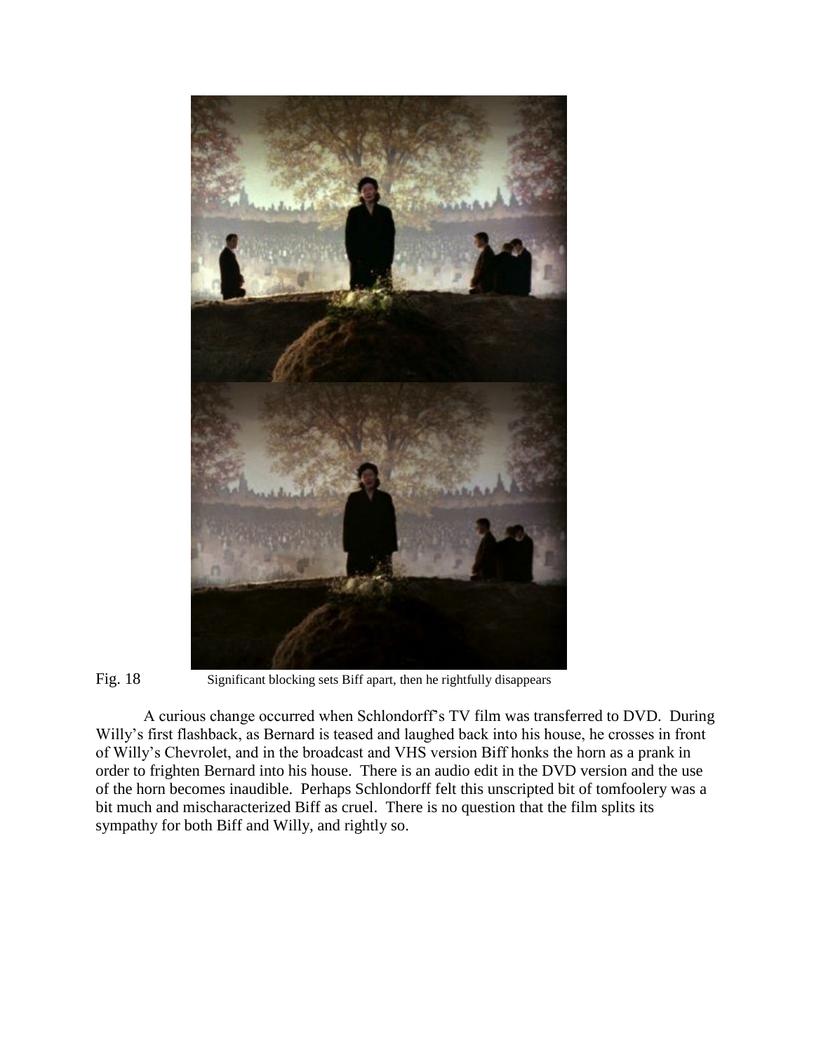Fig. 18 Significant blocking sets Biff apart, then he rightfully disappears

A curious change occurred when Schlondorff's TV film was transferred to DVD. During Willy's first flashback, as Bernard is teased and laughed back into his house, he crosses in front of Willy's Chevrolet, and in the broadcast and VHS version Biff honks the horn as a prank in order to frighten Bernard into his house. There is an audio edit in the DVD version and the use of the horn becomes inaudible. Perhaps Schlondorff felt this unscripted bit of tomfoolery was a bit much and mischaracterized Biff as cruel. There is no question that the film splits its sympathy for both Biff and Willy, and rightly so.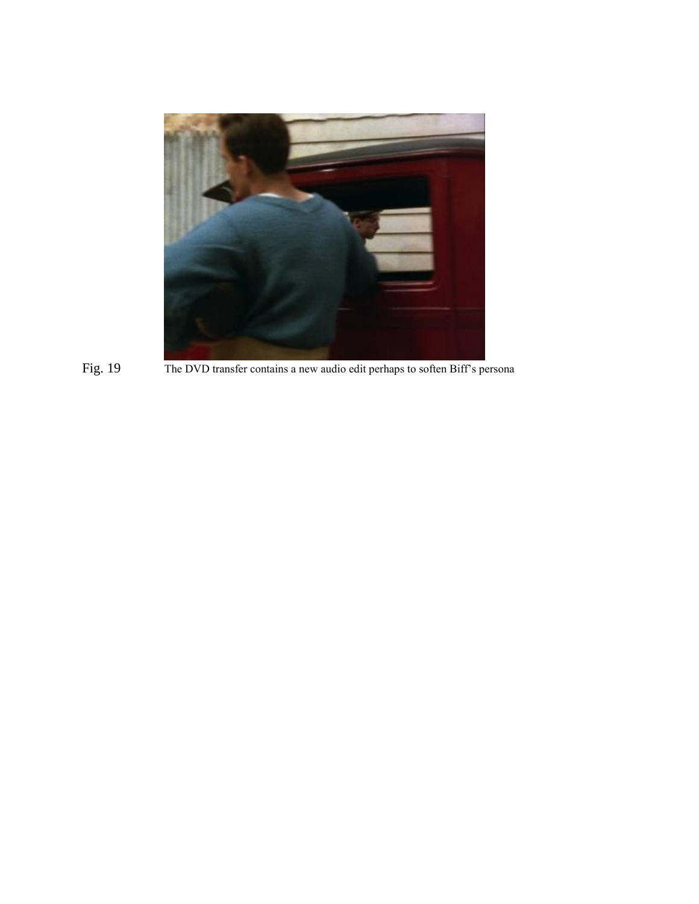Fig. 19 The DVD transfer contains a new audio edit perhaps to soften Biff's persona